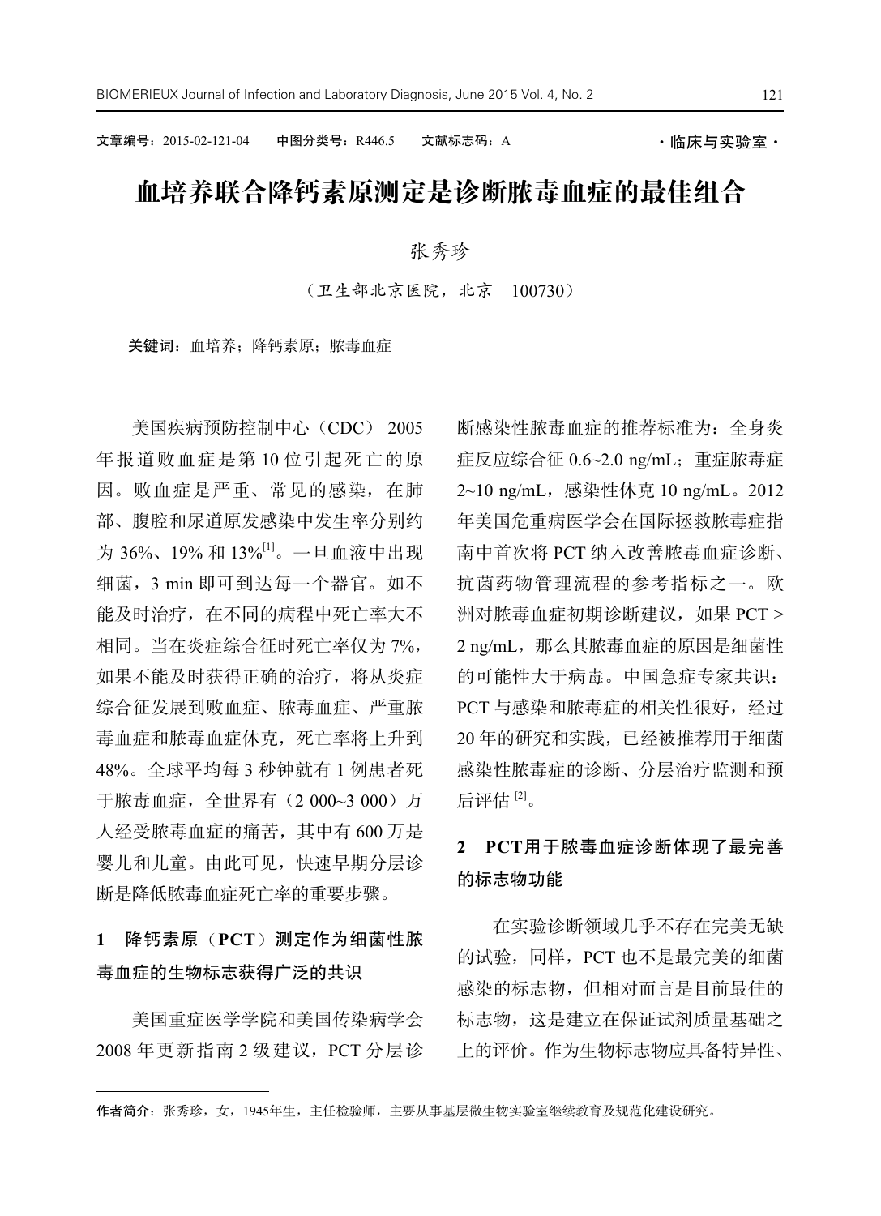文章编号：2015-02-121-04　　中图分类号：R446.5　　文献标志码：A　　·临床与实验室·

# 血培养联合降钙素原测定是诊断脓毒血症的最佳组合

张秀珍

（卫生部北京医院，北京　100730）

**关键词**：血培养；降钙素原；脓毒血症

美国疾病预防控制中心（CDC）2005年报道败血症是第10位引起死亡的原因。败血症是严重、常见的感染，在肺部、腹腔和尿道原发感染中发生率分别约为36%、19%和13%[1]。一旦血液中出现细菌，3 min即可到达每一个器官。如不能及时治疗，在不同的病程中死亡率大不相同。当在炎症综合征时死亡率仅为7%，如果不能及时获得正确的治疗，将从炎症综合征发展到败血症、脓毒血症、严重脓毒血症和脓毒血症休克，死亡率将上升到48%。全球平均每3秒钟就有1例患者死于脓毒血症，全世界有（2 000~3 000）万人经受脓毒血症的痛苦，其中有600万是婴儿和儿童。由此可见，快速早期分层诊断是降低脓毒血症死亡率的重要步骤。

## 1　降钙素原（PCT）测定作为细菌性脓毒血症的生物标志获得广泛的共识

美国重症医学学院和美国传染病学会2008年更新指南2级建议，PCT分层诊断感染性脓毒血症的推荐标准为：全身炎症反应综合征0.6~2.0 ng/mL；重症脓毒症2~10 ng/mL，感染性休克10 ng/mL。2012年美国危重病医学会在国际拯救脓毒症指南中首次将PCT纳入改善脓毒血症诊断、抗菌药物管理流程的参考指标之一。欧洲对脓毒血症初期诊断建议，如果PCT > 2 ng/mL，那么其脓毒血症的原因是细菌性的可能性大于病毒。中国急症专家共识：PCT与感染和脓毒症的相关性很好，经过20年的研究和实践，已经被推荐用于细菌感染性脓毒症的诊断、分层治疗监测和预后评估[2]。

## 2　PCT用于脓毒血症诊断体现了最完善的标志物功能

在实验诊断领域几乎不存在完美无缺的试验，同样，PCT也不是最完美的细菌感染的标志物，但相对而言是目前最佳的标志物，这是建立在保证试剂质量基础之上的评价。作为生物标志物应具备特异性、

**作者简介**：张秀珍，女，1945年生，主任检验师，主要从事基层微生物实验室继续教育及规范化建设研究。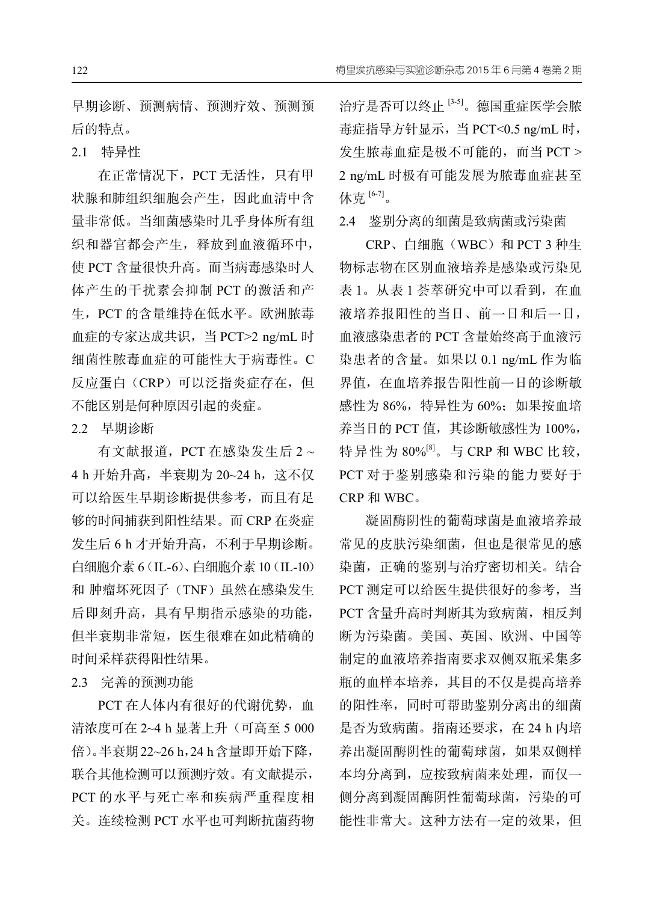早期诊断、预测病情、预测疗效、预测预后的特点。

### 2.1 特异性

在正常情况下，PCT 无活性，只有甲状腺和肺组织细胞会产生，因此血清中含量非常低。当细菌感染时几乎身体所有组织和器官都会产生，释放到血液循环中，使 PCT 含量很快升高。而当病毒感染时人体产生的干扰素会抑制 PCT 的激活和产生，PCT 的含量维持在低水平。欧洲脓毒血症的专家达成共识，当 PCT>2 ng/mL 时细菌性脓毒血症的可能性大于病毒性。C 反应蛋白（CRP）可以泛指炎症存在，但不能区别是何种原因引起的炎症。

### 2.2 早期诊断

有文献报道，PCT 在感染发生后 2 ~ 4 h 开始升高，半衰期为 20~24 h，这不仅可以给医生早期诊断提供参考，而且有足够的时间捕获到阳性结果。而 CRP 在炎症发生后 6 h 才开始升高，不利于早期诊断。白细胞介素 6（IL-6）、白细胞介素 10（IL-10）和 肿瘤坏死因子（TNF）虽然在感染发生后即刻升高，具有早期指示感染的功能，但半衰期非常短，医生很难在如此精确的时间采样获得阳性结果。

### 2.3 完善的预测功能

PCT 在人体内有很好的代谢优势，血清浓度可在 2~4 h 显著上升（可高至 5 000 倍）。半衰期 22~26 h，24 h 含量即开始下降，联合其他检测可以预测疗效。有文献提示，PCT 的水平与死亡率和疾病严重程度相关。连续检测 PCT 水平也可判断抗菌药物治疗是否可以终止 [3-5]。德国重症医学会脓毒症指导方针显示，当 PCT<0.5 ng/mL 时，发生脓毒血症是极不可能的，而当 PCT > 2 ng/mL 时极有可能发展为脓毒血症甚至休克 [6-7]。

### 2.4 鉴别分离的细菌是致病菌或污染菌

CRP、白细胞（WBC）和 PCT 3 种生物标志物在区别血液培养是感染或污染见表 1。从表 1 荟萃研究中可以看到，在血液培养报阳性的当日、前一日和后一日，血液感染患者的 PCT 含量始终高于血液污染患者的含量。如果以 0.1 ng/mL 作为临界值，在血培养报告阳性前一日的诊断敏感性为 86%，特异性为 60%；如果按血培养当日的 PCT 值，其诊断敏感性为 100%，特异性为 80%[8]。与 CRP 和 WBC 比较，PCT 对于鉴别感染和污染的能力要好于 CRP 和 WBC。

凝固酶阴性的葡萄球菌是血液培养最常见的皮肤污染细菌，但也是很常见的感染菌，正确的鉴别与治疗密切相关。结合 PCT 测定可以给医生提供很好的参考，当 PCT 含量升高时判断其为致病菌，相反判断为污染菌。美国、英国、欧洲、中国等制定的血液培养指南要求双侧双瓶采集多瓶的血样本培养，其目的不仅是提高培养的阳性率，同时可帮助鉴别分离出的细菌是否为致病菌。指南还要求，在 24 h 内培养出凝固酶阴性的葡萄球菌，如果双侧样本均分离到，应按致病菌来处理，而仅一侧分离到凝固酶阴性葡萄球菌，污染的可能性非常大。这种方法有一定的效果，但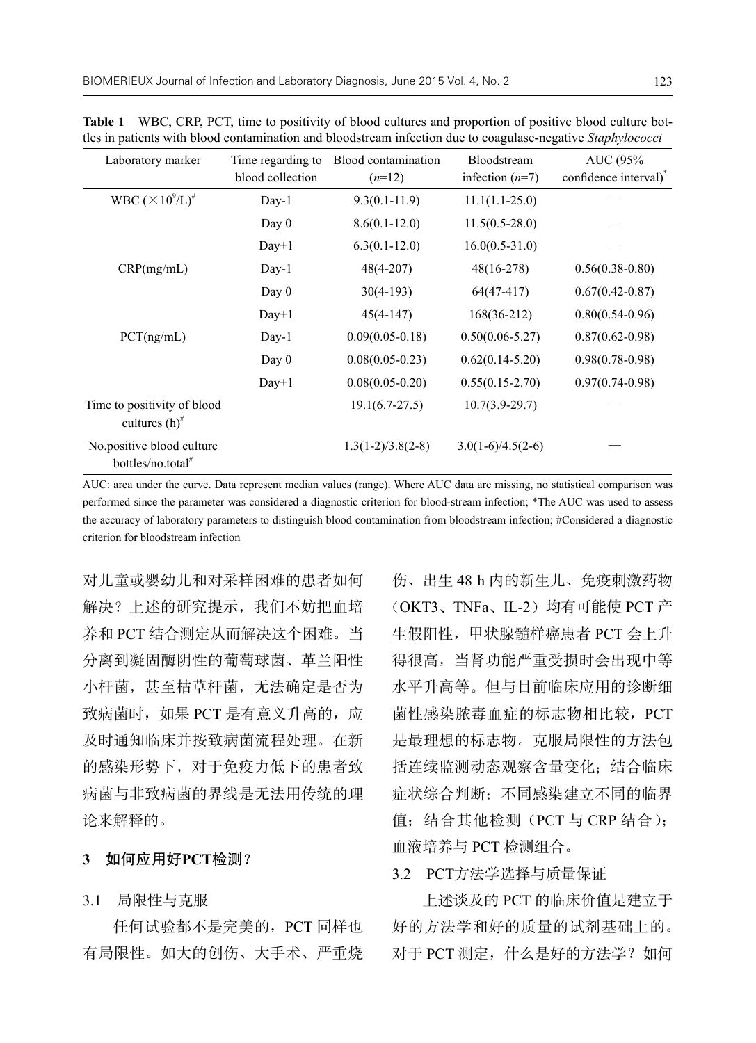**Table 1** WBC, CRP, PCT, time to positivity of blood cultures and proportion of positive blood culture bottles in patients with blood contamination and bloodstream infection due to coagulase-negative *Staphylococci*

| Laboratory marker | Time regarding to blood collection | Blood contamination ($n$=12) | Bloodstream infection ($n$=7) | AUC (95% confidence interval)* |
|---|---|---|---|---|
| WBC ($\times 10^9$/L)# | Day-1 | 9.3(0.1-11.9) | 11.1(1.1-25.0) | — |
| | Day 0 | 8.6(0.1-12.0) | 11.5(0.5-28.0) | — |
| | Day+1 | 6.3(0.1-12.0) | 16.0(0.5-31.0) | — |
| CRP(mg/mL) | Day-1 | 48(4-207) | 48(16-278) | 0.56(0.38-0.80) |
| | Day 0 | 30(4-193) | 64(47-417) | 0.67(0.42-0.87) |
| | Day+1 | 45(4-147) | 168(36-212) | 0.80(0.54-0.96) |
| PCT(ng/mL) | Day-1 | 0.09(0.05-0.18) | 0.50(0.06-5.27) | 0.87(0.62-0.98) |
| | Day 0 | 0.08(0.05-0.23) | 0.62(0.14-5.20) | 0.98(0.78-0.98) |
| | Day+1 | 0.08(0.05-0.20) | 0.55(0.15-2.70) | 0.97(0.74-0.98) |
| Time to positivity of blood cultures (h)# | | 19.1(6.7-27.5) | 10.7(3.9-29.7) | — |
| No.positive blood culture bottles/no.total# | | 1.3(1-2)/3.8(2-8) | 3.0(1-6)/4.5(2-6) | — |

AUC: area under the curve. Data represent median values (range). Where AUC data are missing, no statistical comparison was performed since the parameter was considered a diagnostic criterion for blood-stream infection; *The AUC was used to assess the accuracy of laboratory parameters to distinguish blood contamination from bloodstream infection; #Considered a diagnostic criterion for bloodstream infection

对儿童或婴幼儿和对采样困难的患者如何解决？上述的研究提示，我们不妨把血培养和 PCT 结合测定从而解决这个困难。当分离到凝固酶阴性的葡萄球菌、革兰阳性小杆菌，甚至枯草杆菌，无法确定是否为致病菌时，如果 PCT 是有意义升高的，应及时通知临床并按致病菌流程处理。在新的感染形势下，对于免疫力低下的患者致病菌与非致病菌的界线是无法用传统的理论来解释的。

## 3 如何应用好PCT检测？

### 3.1 局限性与克服

任何试验都不是完美的，PCT 同样也有局限性。如大的创伤、大手术、严重烧伤、出生 48 h 内的新生儿、免疫刺激药物（OKT3、TNFa、IL-2）均有可能使 PCT 产生假阳性，甲状腺髓样癌患者 PCT 会上升得很高，当肾功能严重受损时会出现中等水平升高等。但与目前临床应用的诊断细菌性感染脓毒血症的标志物相比较，PCT 是最理想的标志物。克服局限性的方法包括连续监测动态观察含量变化；结合临床症状综合判断；不同感染建立不同的临界值；结合其他检测（PCT 与 CRP 结合）；血液培养与 PCT 检测组合。

### 3.2 PCT方法学选择与质量保证

上述谈及的 PCT 的临床价值是建立于好的方法学和好的质量的试剂基础上的。对于 PCT 测定，什么是好的方法学？如何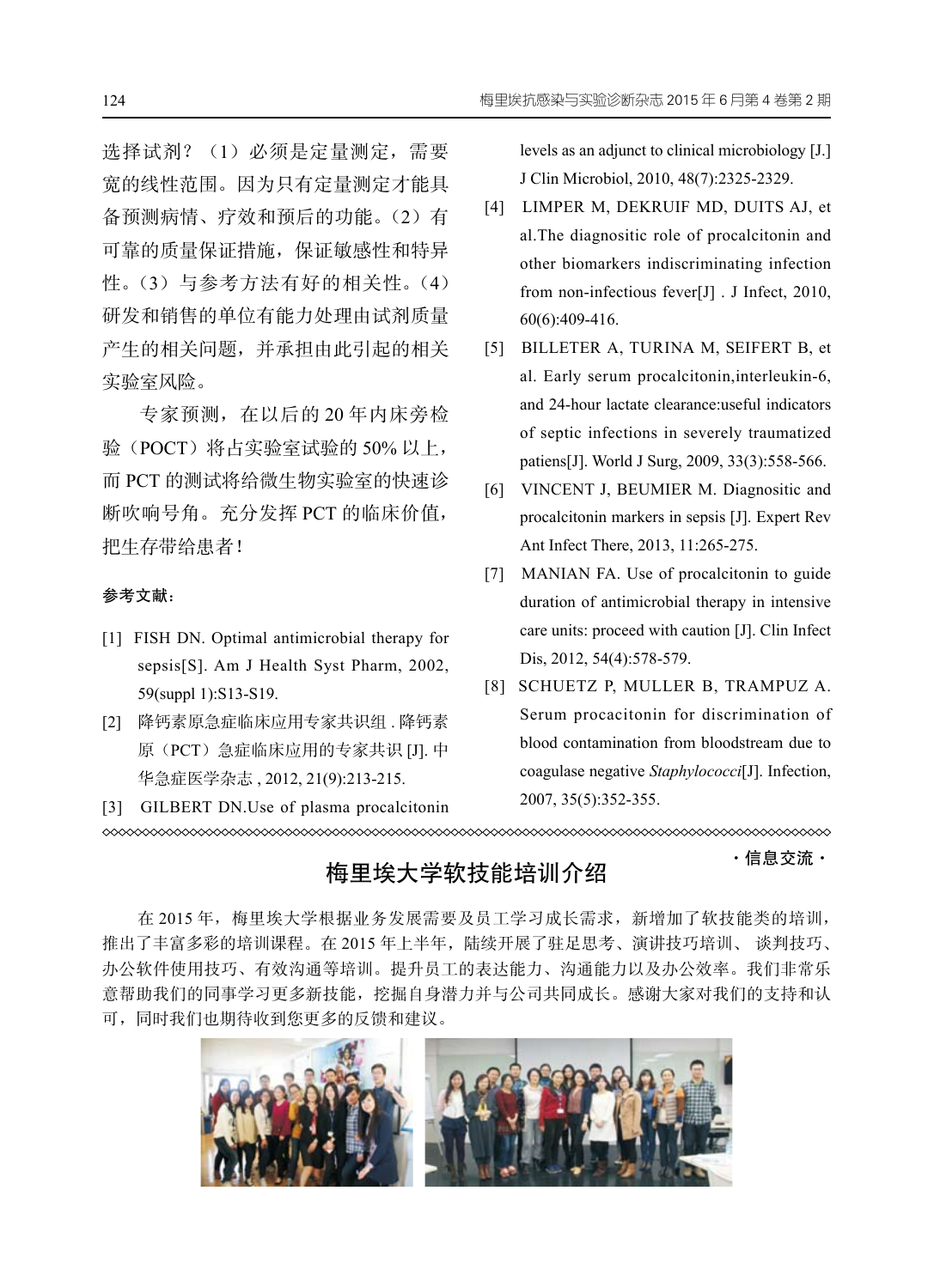选择试剂？（1）必须是定量测定，需要宽的线性范围。因为只有定量测定才能具备预测病情、疗效和预后的功能。（2）有可靠的质量保证措施，保证敏感性和特异性。（3）与参考方法有好的相关性。（4）研发和销售的单位有能力处理由试剂质量产生的相关问题，并承担由此引起的相关实验室风险。

专家预测，在以后的 20 年内床旁检验（POCT）将占实验室试验的 50% 以上，而 PCT 的测试将给微生物实验室的快速诊断吹响号角。充分发挥 PCT 的临床价值，把生存带给患者！

**参考文献：**

[1] FISH DN. Optimal antimicrobial therapy for sepsis[S]. Am J Health Syst Pharm, 2002, 59(suppl 1):S13-S19.

[2] 降钙素原急症临床应用专家共识组 . 降钙素原（PCT）急症临床应用的专家共识 [J]. 中华急症医学杂志 , 2012, 21(9):213-215.

[3] GILBERT DN.Use of plasma procalcitonin levels as an adjunct to clinical microbiology [J.] J Clin Microbiol, 2010, 48(7):2325-2329.

[4] LIMPER M, DEKRUIF MD, DUITS AJ, et al.The diagnositic role of procalcitonin and other biomarkers indiscriminating infection from non-infectious fever[J] . J Infect, 2010, 60(6):409-416.

[5] BILLETER A, TURINA M, SEIFERT B, et al. Early serum procalcitonin,interleukin-6, and 24-hour lactate clearance:useful indicators of septic infections in severely traumatized patiens[J]. World J Surg, 2009, 33(3):558-566.

[6] VINCENT J, BEUMIER M. Diagnositic and procalcitonin markers in sepsis [J]. Expert Rev Ant Infect There, 2013, 11:265-275.

[7] MANIAN FA. Use of procalcitonin to guide duration of antimicrobial therapy in intensive care units: proceed with caution [J]. Clin Infect Dis, 2012, 54(4):578-579.

[8] SCHUETZ P, MULLER B, TRAMPUZ A. Serum procacitonin for discrimination of blood contamination from bloodstream due to coagulase negative *Staphylococci*[J]. Infection, 2007, 35(5):352-355.

·信息交流·

## 梅里埃大学软技能培训介绍

在 2015 年，梅里埃大学根据业务发展需要及员工学习成长需求，新增加了软技能类的培训，推出了丰富多彩的培训课程。在 2015 年上半年，陆续开展了驻足思考、演讲技巧培训、 谈判技巧、办公软件使用技巧、有效沟通等培训。提升员工的表达能力、沟通能力以及办公效率。我们非常乐意帮助我们的同事学习更多新技能，挖掘自身潜力并与公司共同成长。感谢大家对我们的支持和认可，同时我们也期待收到您更多的反馈和建议。